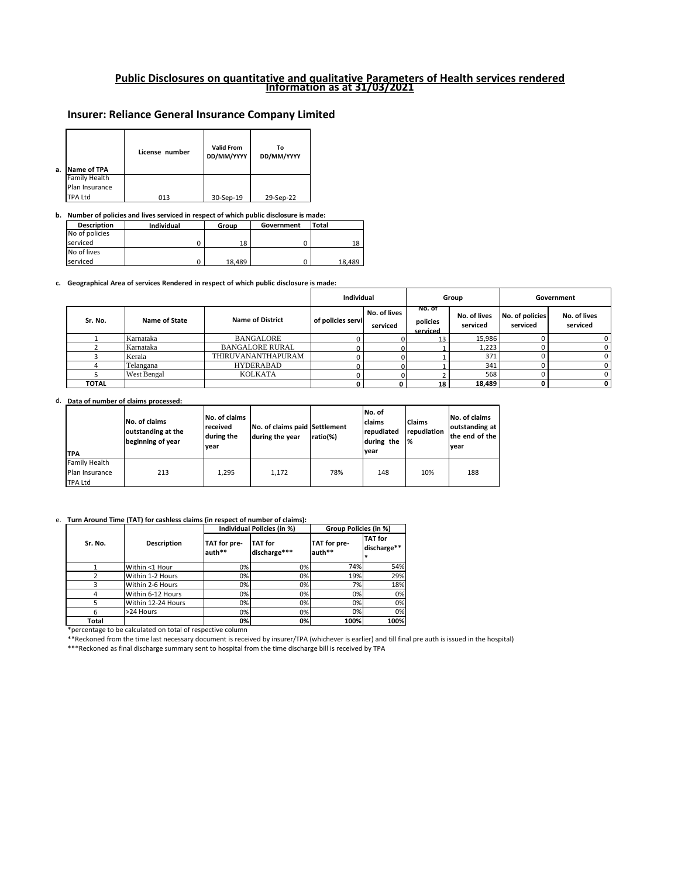# Public Disclosures on quantitative and qualitative Parameters of Health services rendered

## Information as at 31/03/2021

## Insurer: Reliance General Insurance Company Limited

**a.**

| Name of TPA | License number | Valid From DD/MM/YYYY | To DD/MM/YYYY |
|---|---|---|---|
| Family Health Plan Insurance TPA Ltd | 013 | 30-Sep-19 | 29-Sep-22 |

**b. Number of policies and lives serviced in respect of which public disclosure is made:**

| Description | Individual | Group | Government | Total |
|---|---|---|---|---|
| No of policies serviced | 0 | 18 | 0 | 18 |
| No of lives serviced | 0 | 18,489 | 0 | 18,489 |

**c. Geographical Area of services Rendered in respect of which public disclosure is made:**

| Sr. No. | Name of State | Name of District | Individual | | Group | | Government | |
|---|---|---|---|---|---|---|---|---|
| | | | of policies servi | No. of lives serviced | No. of policies serviced | No. of lives serviced | No. of policies serviced | No. of lives serviced |
| 1 | Karnataka | BANGALORE | 0 | 0 | 13 | 15,986 | 0 | 0 |
| 2 | Karnataka | BANGALORE RURAL | 0 | 0 | 1 | 1,223 | 0 | 0 |
| 3 | Kerala | THIRUVANANTHAPURAM | 0 | 0 | 1 | 371 | 0 | 0 |
| 4 | Telangana | HYDERABAD | 0 | 0 | 1 | 341 | 0 | 0 |
| 5 | West Bengal | KOLKATA | 0 | 0 | 2 | 568 | 0 | 0 |
| **TOTAL** | | | **0** | **0** | **18** | **18,489** | **0** | **0** |

**d. Data of number of claims processed:**

| TPA | No. of claims outstanding at the beginning of year | No. of claims received during the year | No. of claims paid during the year | Settlement ratio(%) | No. of claims repudiated during the year | Claims repudiation % | No. of claims outstanding at the end of the year |
|---|---|---|---|---|---|---|---|
| Family Health Plan Insurance TPA Ltd | 213 | 1,295 | 1,172 | 78% | 148 | 10% | 188 |

**e. Turn Around Time (TAT) for cashless claims (in respect of number of claims):**

| Sr. No. | Description | Individual Policies (in %) | | Group Policies (in %) | |
|---|---|---|---|---|---|
| | | TAT for pre-auth** | TAT for discharge*** | TAT for pre-auth** | TAT for discharge*** |
| 1 | Within <1 Hour | 0% | 0% | 74% | 54% |
| 2 | Within 1-2 Hours | 0% | 0% | 19% | 29% |
| 3 | Within 2-6 Hours | 0% | 0% | 7% | 18% |
| 4 | Within 6-12 Hours | 0% | 0% | 0% | 0% |
| 5 | Within 12-24 Hours | 0% | 0% | 0% | 0% |
| 6 | >24 Hours | 0% | 0% | 0% | 0% |
| **Total** | | **0%** | **0%** | **100%** | **100%** |

*percentage to be calculated on total of respective column

**Reckoned from the time last necessary document is received by insurer/TPA (whichever is earlier) and till final pre auth is issued in the hospital)

***Reckoned as final discharge summary sent to hospital from the time discharge bill is received by TPA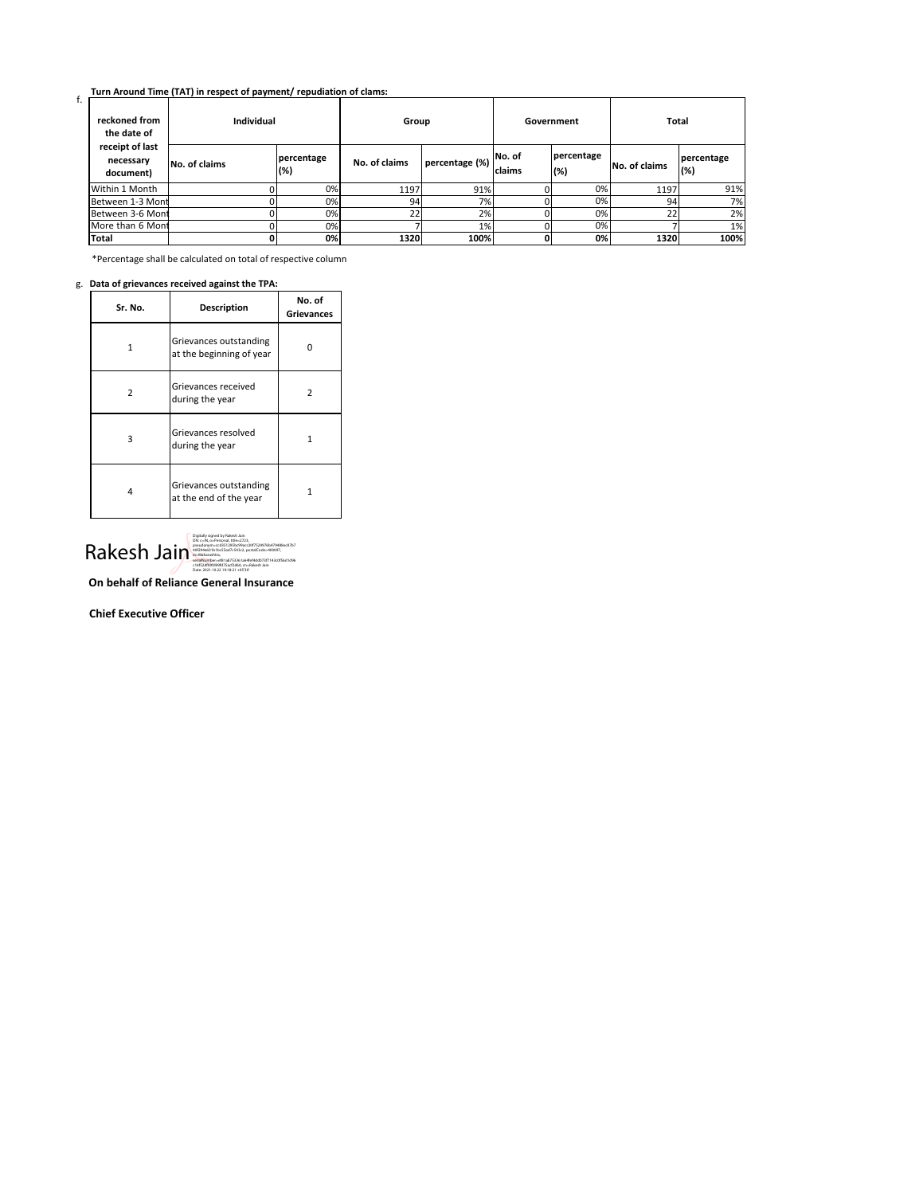f. **Turn Around Time (TAT) in respect of payment/ repudiation of clams:**

| reckoned from the date of receipt of last necessary document) | Individual | | Group | | Government | | Total | |
|---|---|---|---|---|---|---|---|---|
| | No. of claims | percentage (%) | No. of claims | percentage (%) | No. of claims | percentage (%) | No. of claims | percentage (%) |
| Within 1 Month | 0 | 0% | 1197 | 91% | 0 | 0% | 1197 | 91% |
| Between 1-3 Mont | 0 | 0% | 94 | 7% | 0 | 0% | 94 | 7% |
| Between 3-6 Mont | 0 | 0% | 22 | 2% | 0 | 0% | 22 | 2% |
| More than 6 Mont | 0 | 0% | 7 | 1% | 0 | 0% | 7 | 1% |
| **Total** | **0** | **0%** | **1320** | **100%** | **0** | **0%** | **1320** | **100%** |

*Percentage shall be calculated on total of respective column

g. **Data of grievances received against the TPA:**

| Sr. No. | Description | No. of Grievances |
|---|---|---|
| 1 | Grievances outstanding at the beginning of year | 0 |
| 2 | Grievances received during the year | 2 |
| 3 | Grievances resolved during the year | 1 |
| 4 | Grievances outstanding at the end of the year | 1 |

Rakesh Jain

Digitally signed by Rakesh Jain
Date: 2021.10.22 19:18:21 +05'30'

**On behalf of Reliance General Insurance**

**Chief Executive Officer**